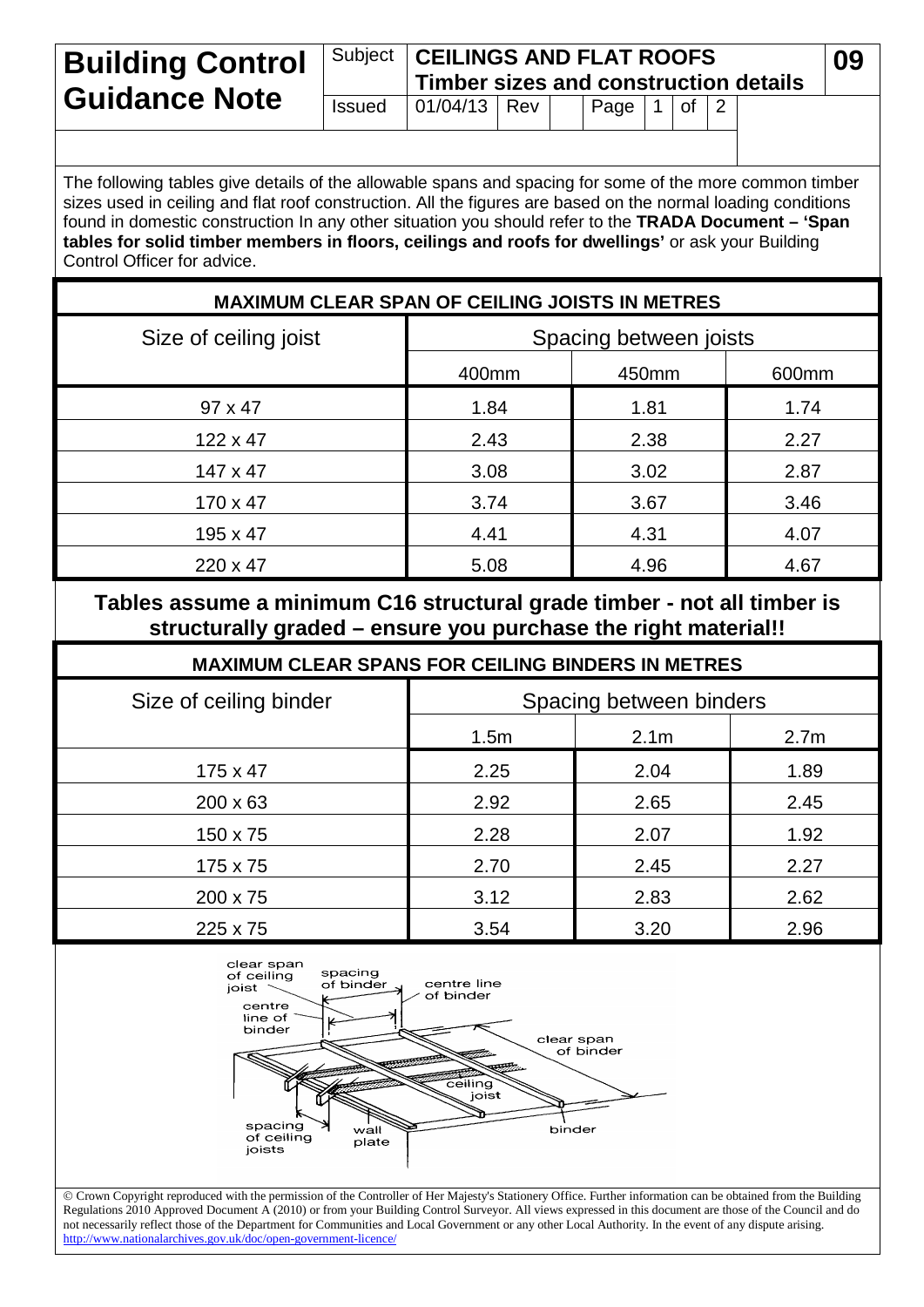# Building Control Guidance Note

| Subject | CEILINGS AND FLAT ROOFS Timber sizes and construction details | 09 |
|---|---|---|
| Issued | 01/04/13 Rev | |

The following tables give details of the allowable spans and spacing for some of the more common timber sizes used in ceiling and flat roof construction. All the figures are based on the normal loading conditions found in domestic construction In any other situation you should refer to the **TRADA Document – 'Span tables for solid timber members in floors, ceilings and roofs for dwellings'** or ask your Building Control Officer for advice.

## MAXIMUM CLEAR SPAN OF CEILING JOISTS IN METRES

| Size of ceiling joist | Spacing between joists | | |
|---|---|---|---|
| | 400mm | 450mm | 600mm |
| 97 x 47 | 1.84 | 1.81 | 1.74 |
| 122 x 47 | 2.43 | 2.38 | 2.27 |
| 147 x 47 | 3.08 | 3.02 | 2.87 |
| 170 x 47 | 3.74 | 3.67 | 3.46 |
| 195 x 47 | 4.41 | 4.31 | 4.07 |
| 220 x 47 | 5.08 | 4.96 | 4.67 |

**Tables assume a minimum C16 structural grade timber - not all timber is structurally graded – ensure you purchase the right material!!**

## MAXIMUM CLEAR SPANS FOR CEILING BINDERS IN METRES

| Size of ceiling binder | Spacing between binders | | |
|---|---|---|---|
| | 1.5m | 2.1m | 2.7m |
| 175 x 47 | 2.25 | 2.04 | 1.89 |
| 200 x 63 | 2.92 | 2.65 | 2.45 |
| 150 x 75 | 2.28 | 2.07 | 1.92 |
| 175 x 75 | 2.70 | 2.45 | 2.27 |
| 200 x 75 | 3.12 | 2.83 | 2.62 |
| 225 x 75 | 3.54 | 3.20 | 2.96 |

clear span of ceiling joist — spacing of binder — centre line of binder — centre line of binder — clear span of binder — ceiling joist — spacing of ceiling joists — wall plate — binder

© Crown Copyright reproduced with the permission of the Controller of Her Majesty's Stationery Office. Further information can be obtained from the Building Regulations 2010 Approved Document A (2010) or from your Building Control Surveyor. All views expressed in this document are those of the Council and do not necessarily reflect those of the Department for Communities and Local Government or any other Local Authority. In the event of any dispute arising. http://www.nationalarchives.gov.uk/doc/open-government-licence/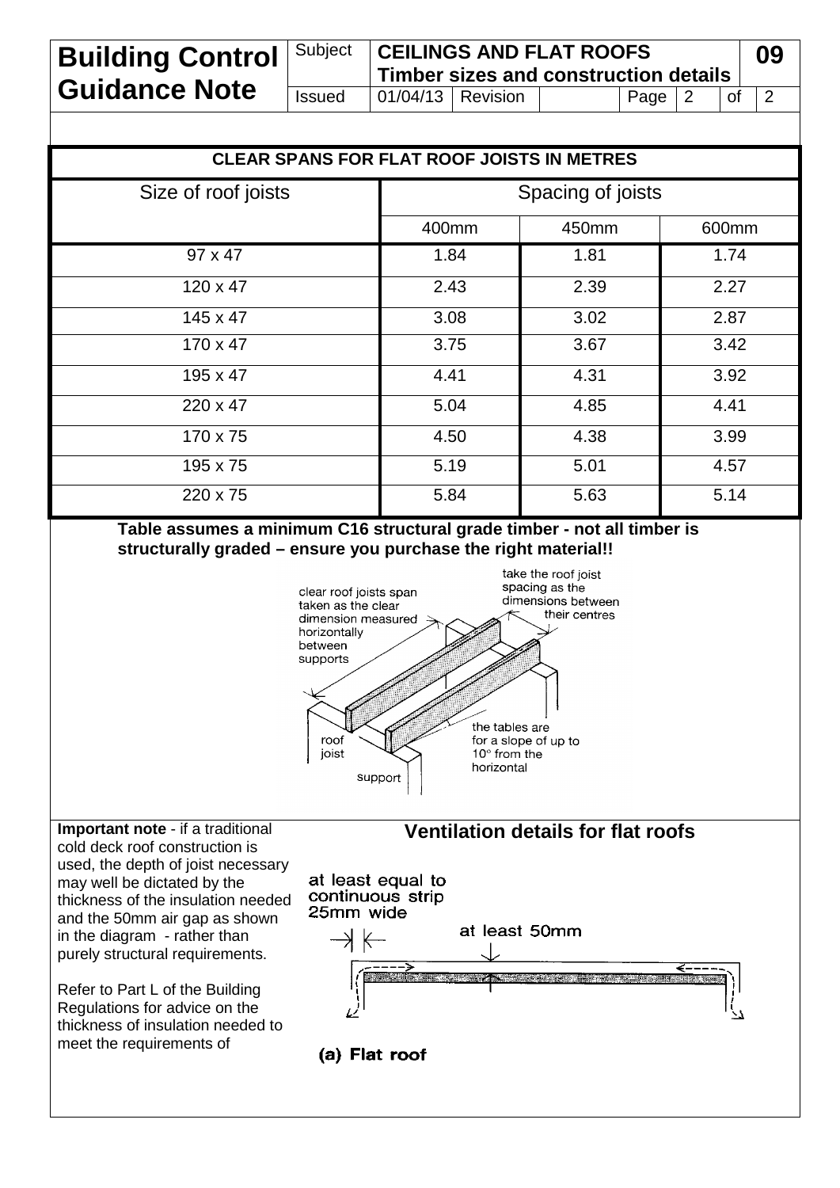# Building Control Guidance Note

**Subject: CEILINGS AND FLAT ROOFS — Timber sizes and construction details** — 09

Issued: 01/04/13 | Revision:

## CLEAR SPANS FOR FLAT ROOF JOISTS IN METRES

| Size of roof joists | Spacing of joists | | |
|---|---|---|---|
| | 400mm | 450mm | 600mm |
| 97 x 47 | 1.84 | 1.81 | 1.74 |
| 120 x 47 | 2.43 | 2.39 | 2.27 |
| 145 x 47 | 3.08 | 3.02 | 2.87 |
| 170 x 47 | 3.75 | 3.67 | 3.42 |
| 195 x 47 | 4.41 | 4.31 | 3.92 |
| 220 x 47 | 5.04 | 4.85 | 4.41 |
| 170 x 75 | 4.50 | 4.38 | 3.99 |
| 195 x 75 | 5.19 | 5.01 | 4.57 |
| 220 x 75 | 5.84 | 5.63 | 5.14 |

**Table assumes a minimum C16 structural grade timber - not all timber is structurally graded – ensure you purchase the right material!!**

clear roof joists span taken as the clear dimension measured horizontally between supports

take the roof joist spacing as the dimensions between their centres

the tables are for a slope of up to 10° from the horizontal

roof joist

support

**Important note** - if a traditional cold deck roof construction is used, the depth of joist necessary may well be dictated by the thickness of the insulation needed and the 50mm air gap as shown in the diagram - rather than purely structural requirements.

Refer to Part L of the Building Regulations for advice on the thickness of insulation needed to meet the requirements of

## Ventilation details for flat roofs

at least equal to continuous strip 25mm wide

at least 50mm

**(a) Flat roof**